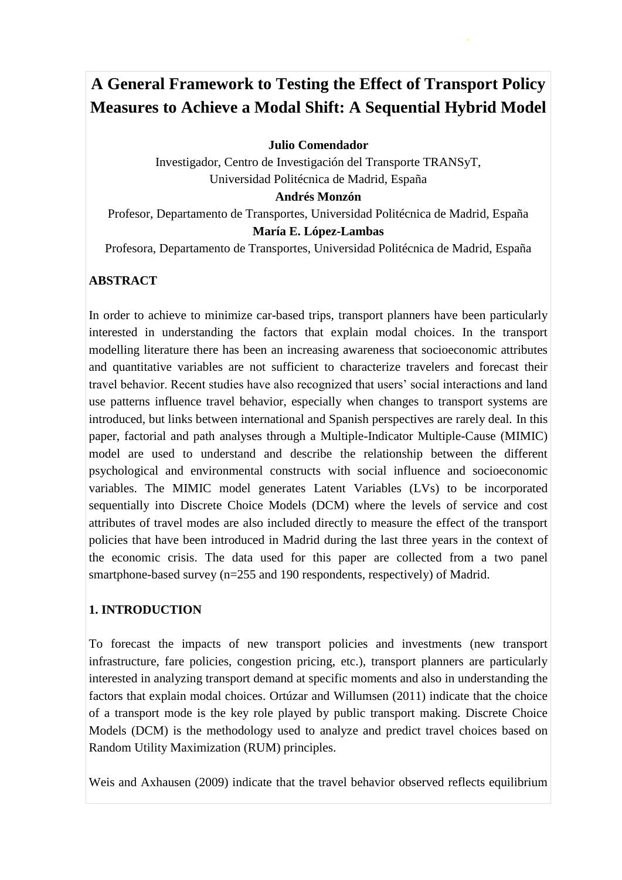# A General Framework to Testing the Effect of Transport Policy Measures to Achieve a Modal Shift: A Sequential Hybrid Model

**Julio Comendador**

Investigador, Centro de Investigación del Transporte TRANSyT,
Universidad Politécnica de Madrid, España

**Andrés Monzón**

Profesor, Departamento de Transportes, Universidad Politécnica de Madrid, España

**María E. López-Lambas**

Profesora, Departamento de Transportes, Universidad Politécnica de Madrid, España

## ABSTRACT

In order to achieve to minimize car-based trips, transport planners have been particularly interested in understanding the factors that explain modal choices. In the transport modelling literature there has been an increasing awareness that socioeconomic attributes and quantitative variables are not sufficient to characterize travelers and forecast their travel behavior. Recent studies have also recognized that users' social interactions and land use patterns influence travel behavior, especially when changes to transport systems are introduced, but links between international and Spanish perspectives are rarely deal. In this paper, factorial and path analyses through a Multiple-Indicator Multiple-Cause (MIMIC) model are used to understand and describe the relationship between the different psychological and environmental constructs with social influence and socioeconomic variables. The MIMIC model generates Latent Variables (LVs) to be incorporated sequentially into Discrete Choice Models (DCM) where the levels of service and cost attributes of travel modes are also included directly to measure the effect of the transport policies that have been introduced in Madrid during the last three years in the context of the economic crisis. The data used for this paper are collected from a two panel smartphone-based survey (n=255 and 190 respondents, respectively) of Madrid.

## 1. INTRODUCTION

To forecast the impacts of new transport policies and investments (new transport infrastructure, fare policies, congestion pricing, etc.), transport planners are particularly interested in analyzing transport demand at specific moments and also in understanding the factors that explain modal choices. Ortúzar and Willumsen (2011) indicate that the choice of a transport mode is the key role played by public transport making. Discrete Choice Models (DCM) is the methodology used to analyze and predict travel choices based on Random Utility Maximization (RUM) principles.

Weis and Axhausen (2009) indicate that the travel behavior observed reflects equilibrium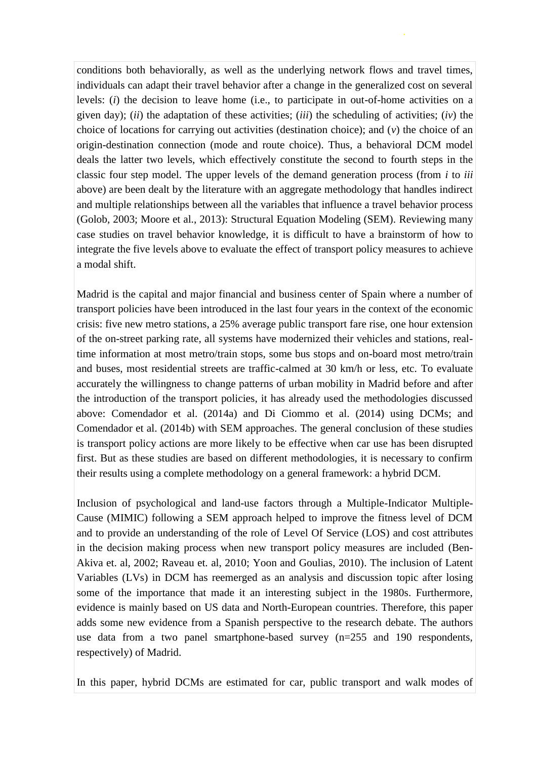conditions both behaviorally, as well as the underlying network flows and travel times, individuals can adapt their travel behavior after a change in the generalized cost on several levels: (*i*) the decision to leave home (i.e., to participate in out-of-home activities on a given day); (*ii*) the adaptation of these activities; (*iii*) the scheduling of activities; (*iv*) the choice of locations for carrying out activities (destination choice); and (*v*) the choice of an origin-destination connection (mode and route choice). Thus, a behavioral DCM model deals the latter two levels, which effectively constitute the second to fourth steps in the classic four step model. The upper levels of the demand generation process (from *i* to *iii* above) are been dealt by the literature with an aggregate methodology that handles indirect and multiple relationships between all the variables that influence a travel behavior process (Golob, 2003; Moore et al., 2013): Structural Equation Modeling (SEM). Reviewing many case studies on travel behavior knowledge, it is difficult to have a brainstorm of how to integrate the five levels above to evaluate the effect of transport policy measures to achieve a modal shift.

Madrid is the capital and major financial and business center of Spain where a number of transport policies have been introduced in the last four years in the context of the economic crisis: five new metro stations, a 25% average public transport fare rise, one hour extension of the on-street parking rate, all systems have modernized their vehicles and stations, real-time information at most metro/train stops, some bus stops and on-board most metro/train and buses, most residential streets are traffic-calmed at 30 km/h or less, etc. To evaluate accurately the willingness to change patterns of urban mobility in Madrid before and after the introduction of the transport policies, it has already used the methodologies discussed above: Comendador et al. (2014a) and Di Ciommo et al. (2014) using DCMs; and Comendador et al. (2014b) with SEM approaches. The general conclusion of these studies is transport policy actions are more likely to be effective when car use has been disrupted first. But as these studies are based on different methodologies, it is necessary to confirm their results using a complete methodology on a general framework: a hybrid DCM.

Inclusion of psychological and land-use factors through a Multiple-Indicator Multiple-Cause (MIMIC) following a SEM approach helped to improve the fitness level of DCM and to provide an understanding of the role of Level Of Service (LOS) and cost attributes in the decision making process when new transport policy measures are included (Ben-Akiva et. al, 2002; Raveau et. al, 2010; Yoon and Goulias, 2010). The inclusion of Latent Variables (LVs) in DCM has reemerged as an analysis and discussion topic after losing some of the importance that made it an interesting subject in the 1980s. Furthermore, evidence is mainly based on US data and North-European countries. Therefore, this paper adds some new evidence from a Spanish perspective to the research debate. The authors use data from a two panel smartphone-based survey (n=255 and 190 respondents, respectively) of Madrid.

In this paper, hybrid DCMs are estimated for car, public transport and walk modes of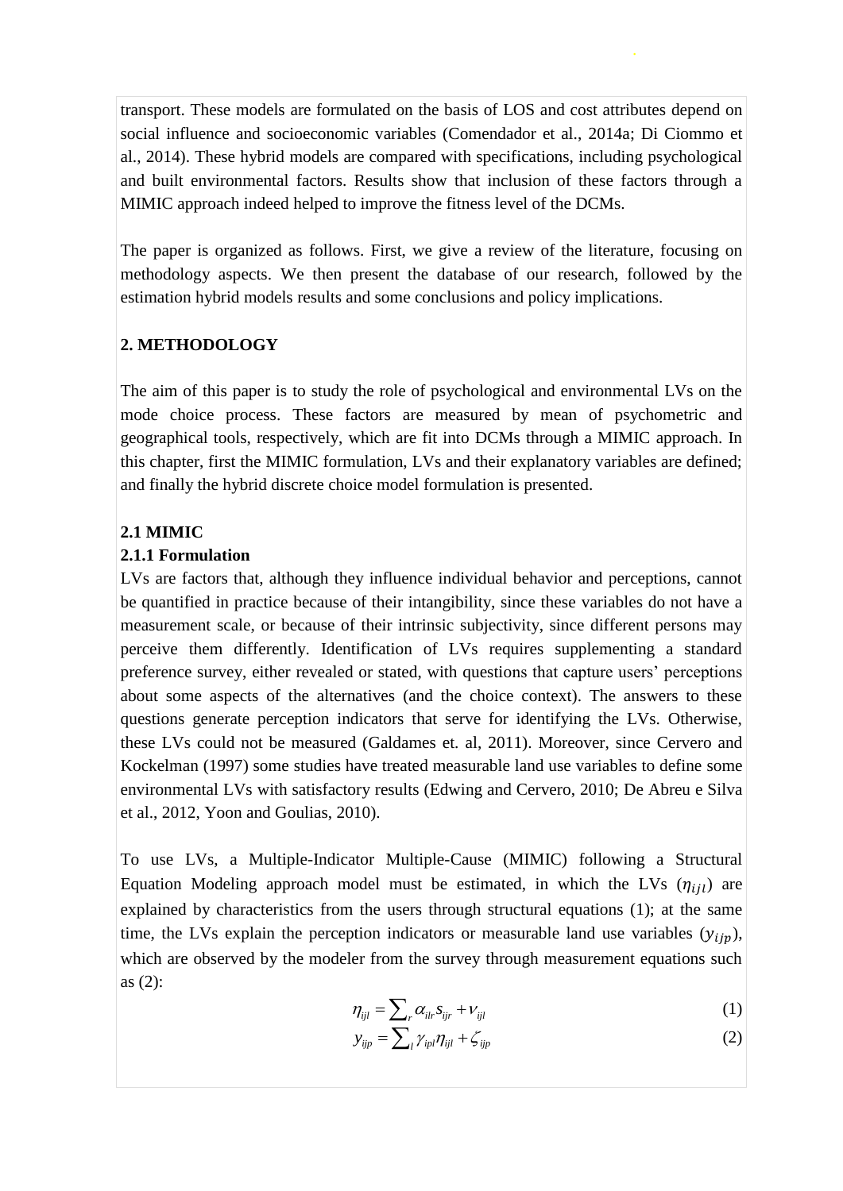transport. These models are formulated on the basis of LOS and cost attributes depend on social influence and socioeconomic variables (Comendador et al., 2014a; Di Ciommo et al., 2014). These hybrid models are compared with specifications, including psychological and built environmental factors. Results show that inclusion of these factors through a MIMIC approach indeed helped to improve the fitness level of the DCMs.

The paper is organized as follows. First, we give a review of the literature, focusing on methodology aspects. We then present the database of our research, followed by the estimation hybrid models results and some conclusions and policy implications.

## 2. METHODOLOGY

The aim of this paper is to study the role of psychological and environmental LVs on the mode choice process. These factors are measured by mean of psychometric and geographical tools, respectively, which are fit into DCMs through a MIMIC approach. In this chapter, first the MIMIC formulation, LVs and their explanatory variables are defined; and finally the hybrid discrete choice model formulation is presented.

### 2.1 MIMIC

#### 2.1.1 Formulation

LVs are factors that, although they influence individual behavior and perceptions, cannot be quantified in practice because of their intangibility, since these variables do not have a measurement scale, or because of their intrinsic subjectivity, since different persons may perceive them differently. Identification of LVs requires supplementing a standard preference survey, either revealed or stated, with questions that capture users' perceptions about some aspects of the alternatives (and the choice context). The answers to these questions generate perception indicators that serve for identifying the LVs. Otherwise, these LVs could not be measured (Galdames et. al, 2011). Moreover, since Cervero and Kockelman (1997) some studies have treated measurable land use variables to define some environmental LVs with satisfactory results (Edwing and Cervero, 2010; De Abreu e Silva et al., 2012, Yoon and Goulias, 2010).

To use LVs, a Multiple-Indicator Multiple-Cause (MIMIC) following a Structural Equation Modeling approach model must be estimated, in which the LVs ($\eta_{ijl}$) are explained by characteristics from the users through structural equations (1); at the same time, the LVs explain the perception indicators or measurable land use variables ($y_{ijp}$), which are observed by the modeler from the survey through measurement equations such as (2):

$$\eta_{ijl} = \sum_{r} \alpha_{ilr} s_{ijr} + \nu_{ijl} \tag{1}$$

$$y_{ijp} = \sum_{l} \gamma_{ipl} \eta_{ijl} + \zeta_{ijp} \tag{2}$$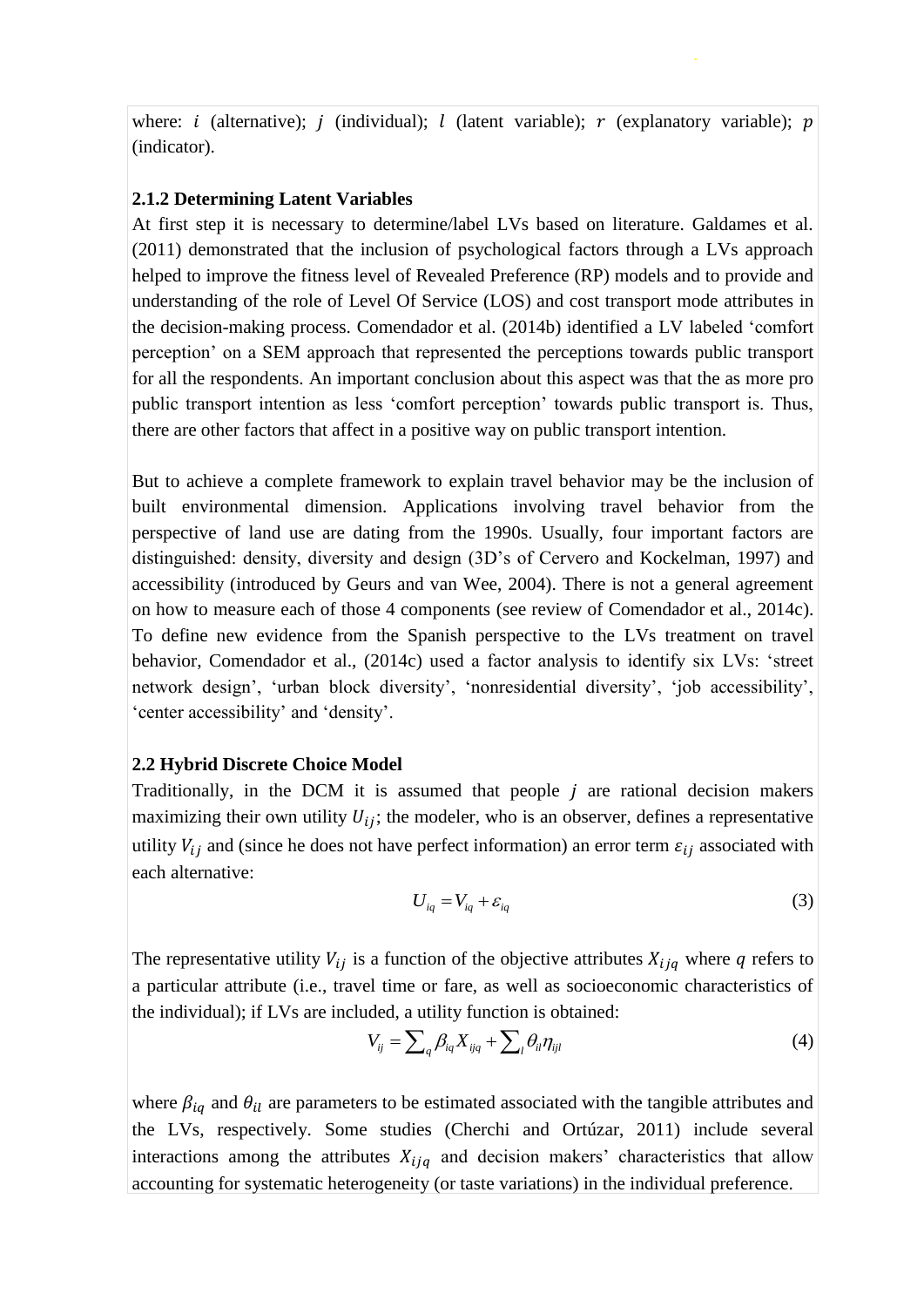where: $i$ (alternative); $j$ (individual); $l$ (latent variable); $r$ (explanatory variable); $p$ (indicator).

### 2.1.2 Determining Latent Variables

At first step it is necessary to determine/label LVs based on literature. Galdames et al. (2011) demonstrated that the inclusion of psychological factors through a LVs approach helped to improve the fitness level of Revealed Preference (RP) models and to provide and understanding of the role of Level Of Service (LOS) and cost transport mode attributes in the decision-making process. Comendador et al. (2014b) identified a LV labeled 'comfort perception' on a SEM approach that represented the perceptions towards public transport for all the respondents. An important conclusion about this aspect was that the as more pro public transport intention as less 'comfort perception' towards public transport is. Thus, there are other factors that affect in a positive way on public transport intention.

But to achieve a complete framework to explain travel behavior may be the inclusion of built environmental dimension. Applications involving travel behavior from the perspective of land use are dating from the 1990s. Usually, four important factors are distinguished: density, diversity and design (3D's of Cervero and Kockelman, 1997) and accessibility (introduced by Geurs and van Wee, 2004). There is not a general agreement on how to measure each of those 4 components (see review of Comendador et al., 2014c). To define new evidence from the Spanish perspective to the LVs treatment on travel behavior, Comendador et al., (2014c) used a factor analysis to identify six LVs: 'street network design', 'urban block diversity', 'nonresidential diversity', 'job accessibility', 'center accessibility' and 'density'.

## 2.2 Hybrid Discrete Choice Model

Traditionally, in the DCM it is assumed that people $j$ are rational decision makers maximizing their own utility $U_{ij}$; the modeler, who is an observer, defines a representative utility $V_{ij}$ and (since he does not have perfect information) an error term $\varepsilon_{ij}$ associated with each alternative:

$$U_{iq} = V_{iq} + \varepsilon_{iq} \tag{3}$$

The representative utility $V_{ij}$ is a function of the objective attributes $X_{ijq}$ where $q$ refers to a particular attribute (i.e., travel time or fare, as well as socioeconomic characteristics of the individual); if LVs are included, a utility function is obtained:

$$V_{ij} = \sum_{q} \beta_{iq} X_{ijq} + \sum_{l} \theta_{il} \eta_{ijl} \tag{4}$$

where $\beta_{iq}$ and $\theta_{il}$ are parameters to be estimated associated with the tangible attributes and the LVs, respectively. Some studies (Cherchi and Ortúzar, 2011) include several interactions among the attributes $X_{ijq}$ and decision makers' characteristics that allow accounting for systematic heterogeneity (or taste variations) in the individual preference.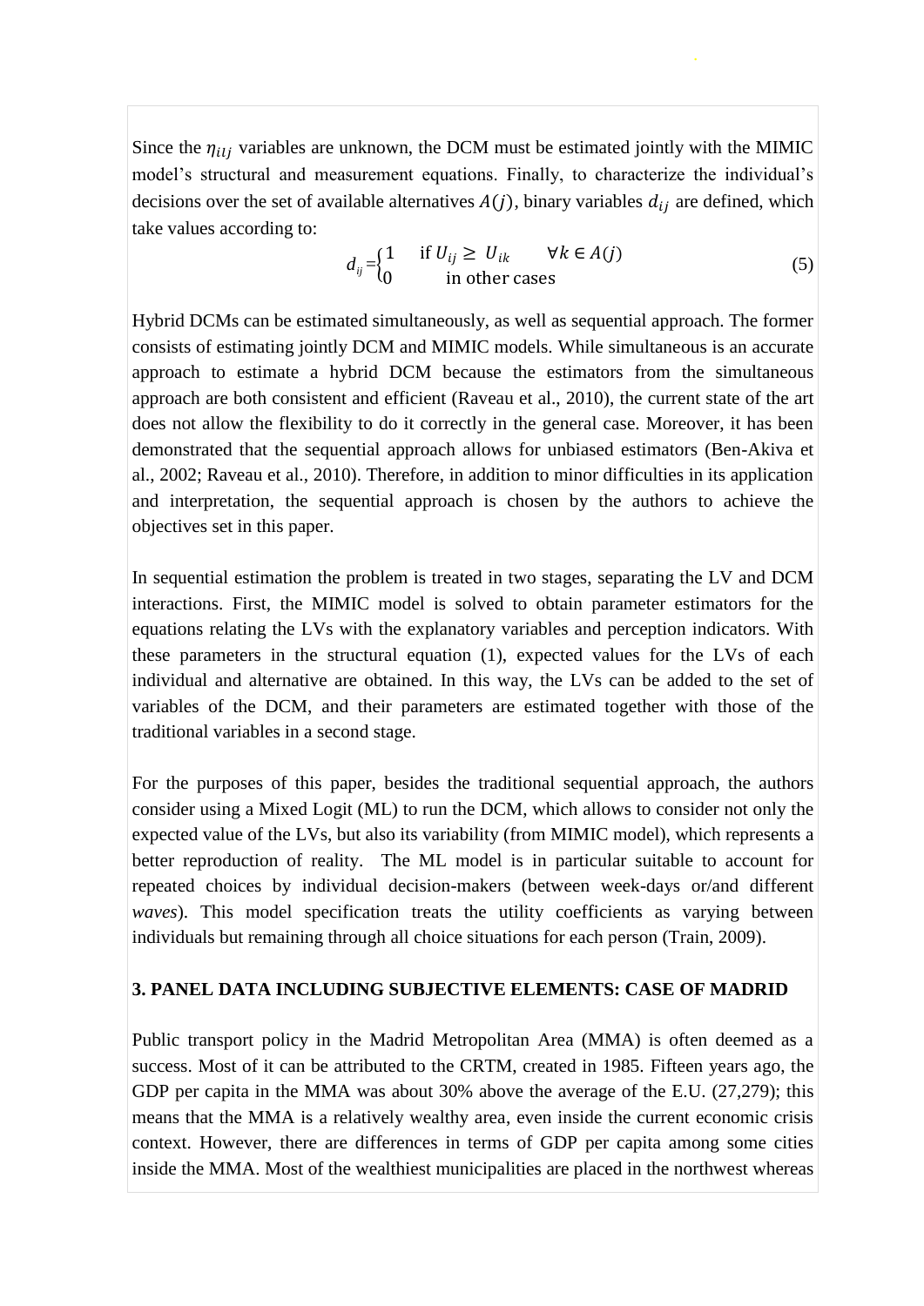Since the $\eta_{ilj}$ variables are unknown, the DCM must be estimated jointly with the MIMIC model's structural and measurement equations. Finally, to characterize the individual's decisions over the set of available alternatives $A(j)$, binary variables $d_{ij}$ are defined, which take values according to:

$$d_{ij} = \begin{cases} 1 & \text{if } U_{ij} \geq U_{ik} \quad \forall k \in A(j) \\ 0 & \text{in other cases} \end{cases} \tag{5}$$

Hybrid DCMs can be estimated simultaneously, as well as sequential approach. The former consists of estimating jointly DCM and MIMIC models. While simultaneous is an accurate approach to estimate a hybrid DCM because the estimators from the simultaneous approach are both consistent and efficient (Raveau et al., 2010), the current state of the art does not allow the flexibility to do it correctly in the general case. Moreover, it has been demonstrated that the sequential approach allows for unbiased estimators (Ben-Akiva et al., 2002; Raveau et al., 2010). Therefore, in addition to minor difficulties in its application and interpretation, the sequential approach is chosen by the authors to achieve the objectives set in this paper.

In sequential estimation the problem is treated in two stages, separating the LV and DCM interactions. First, the MIMIC model is solved to obtain parameter estimators for the equations relating the LVs with the explanatory variables and perception indicators. With these parameters in the structural equation (1), expected values for the LVs of each individual and alternative are obtained. In this way, the LVs can be added to the set of variables of the DCM, and their parameters are estimated together with those of the traditional variables in a second stage.

For the purposes of this paper, besides the traditional sequential approach, the authors consider using a Mixed Logit (ML) to run the DCM, which allows to consider not only the expected value of the LVs, but also its variability (from MIMIC model), which represents a better reproduction of reality. The ML model is in particular suitable to account for repeated choices by individual decision-makers (between week-days or/and different *waves*). This model specification treats the utility coefficients as varying between individuals but remaining through all choice situations for each person (Train, 2009).

## 3. PANEL DATA INCLUDING SUBJECTIVE ELEMENTS: CASE OF MADRID

Public transport policy in the Madrid Metropolitan Area (MMA) is often deemed as a success. Most of it can be attributed to the CRTM, created in 1985. Fifteen years ago, the GDP per capita in the MMA was about 30% above the average of the E.U. (27,279); this means that the MMA is a relatively wealthy area, even inside the current economic crisis context. However, there are differences in terms of GDP per capita among some cities inside the MMA. Most of the wealthiest municipalities are placed in the northwest whereas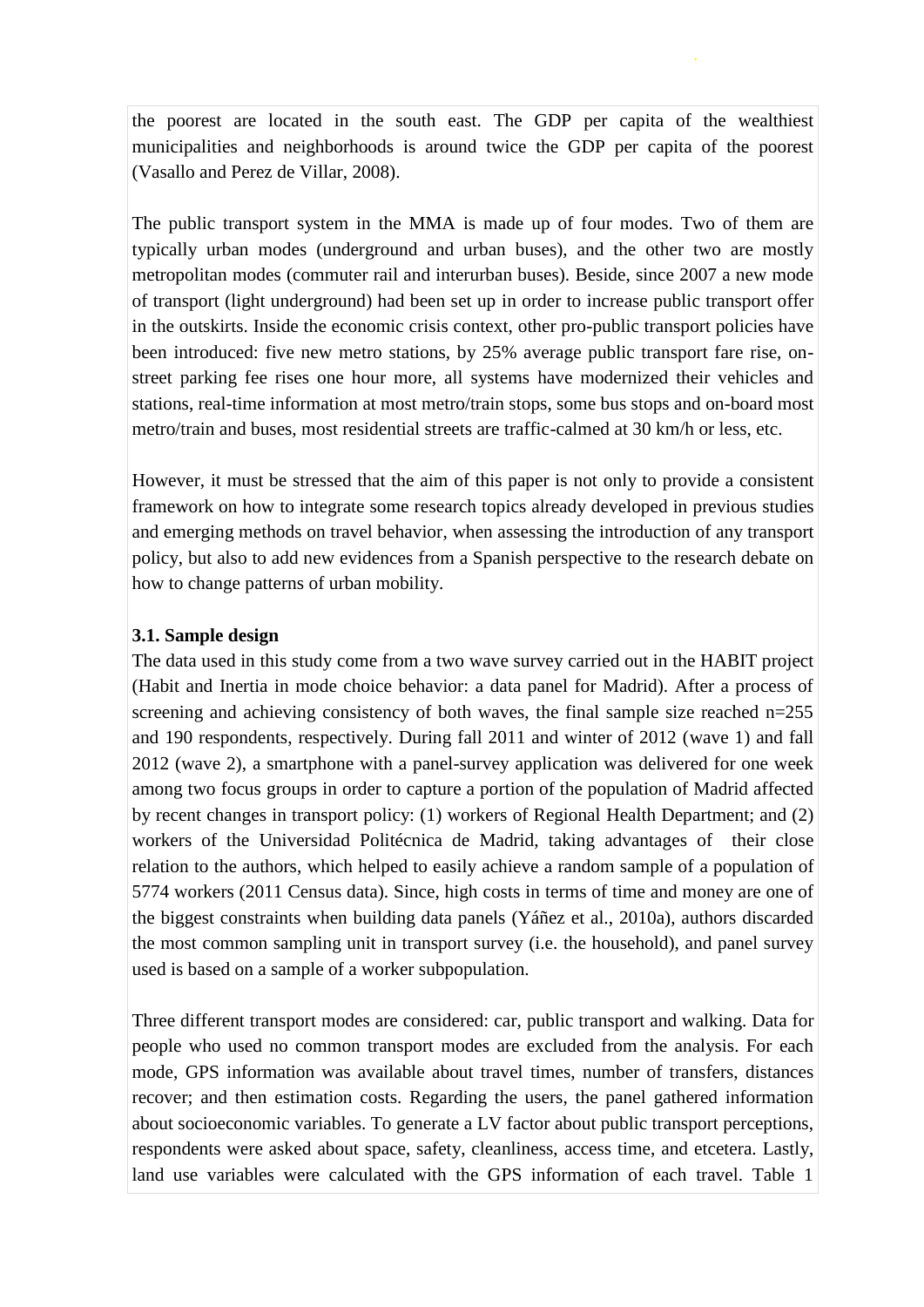the poorest are located in the south east. The GDP per capita of the wealthiest municipalities and neighborhoods is around twice the GDP per capita of the poorest (Vasallo and Perez de Villar, 2008).

The public transport system in the MMA is made up of four modes. Two of them are typically urban modes (underground and urban buses), and the other two are mostly metropolitan modes (commuter rail and interurban buses). Beside, since 2007 a new mode of transport (light underground) had been set up in order to increase public transport offer in the outskirts. Inside the economic crisis context, other pro-public transport policies have been introduced: five new metro stations, by 25% average public transport fare rise, on-street parking fee rises one hour more, all systems have modernized their vehicles and stations, real-time information at most metro/train stops, some bus stops and on-board most metro/train and buses, most residential streets are traffic-calmed at 30 km/h or less, etc.

However, it must be stressed that the aim of this paper is not only to provide a consistent framework on how to integrate some research topics already developed in previous studies and emerging methods on travel behavior, when assessing the introduction of any transport policy, but also to add new evidences from a Spanish perspective to the research debate on how to change patterns of urban mobility.

### 3.1. Sample design

The data used in this study come from a two wave survey carried out in the HABIT project (Habit and Inertia in mode choice behavior: a data panel for Madrid). After a process of screening and achieving consistency of both waves, the final sample size reached n=255 and 190 respondents, respectively. During fall 2011 and winter of 2012 (wave 1) and fall 2012 (wave 2), a smartphone with a panel-survey application was delivered for one week among two focus groups in order to capture a portion of the population of Madrid affected by recent changes in transport policy: (1) workers of Regional Health Department; and (2) workers of the Universidad Politécnica de Madrid, taking advantages of their close relation to the authors, which helped to easily achieve a random sample of a population of 5774 workers (2011 Census data). Since, high costs in terms of time and money are one of the biggest constraints when building data panels (Yáñez et al., 2010a), authors discarded the most common sampling unit in transport survey (i.e. the household), and panel survey used is based on a sample of a worker subpopulation.

Three different transport modes are considered: car, public transport and walking. Data for people who used no common transport modes are excluded from the analysis. For each mode, GPS information was available about travel times, number of transfers, distances recover; and then estimation costs. Regarding the users, the panel gathered information about socioeconomic variables. To generate a LV factor about public transport perceptions, respondents were asked about space, safety, cleanliness, access time, and etcetera. Lastly, land use variables were calculated with the GPS information of each travel. Table 1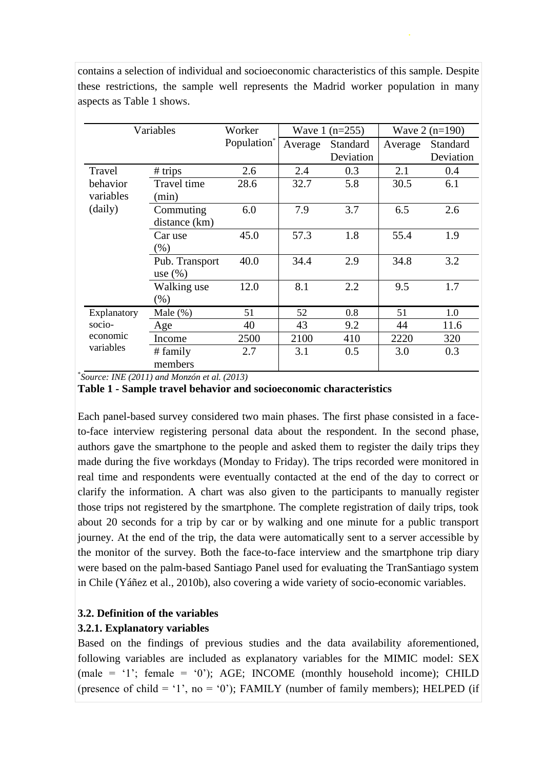contains a selection of individual and socioeconomic characteristics of this sample. Despite these restrictions, the sample well represents the Madrid worker population in many aspects as Table 1 shows.

| Variables | | Worker Population* | Wave 1 (n=255) | | Wave 2 (n=190) | |
|---|---|---|---|---|---|---|
| | | | Average | Standard Deviation | Average | Standard Deviation |
| Travel behavior variables (daily) | # trips | 2.6 | 2.4 | 0.3 | 2.1 | 0.4 |
| | Travel time (min) | 28.6 | 32.7 | 5.8 | 30.5 | 6.1 |
| | Commuting distance (km) | 6.0 | 7.9 | 3.7 | 6.5 | 2.6 |
| | Car use (%) | 45.0 | 57.3 | 1.8 | 55.4 | 1.9 |
| | Pub. Transport use (%) | 40.0 | 34.4 | 2.9 | 34.8 | 3.2 |
| | Walking use (%) | 12.0 | 8.1 | 2.2 | 9.5 | 1.7 |
| Explanatory socio-economic variables | Male (%) | 51 | 52 | 0.8 | 51 | 1.0 |
| | Age | 40 | 43 | 9.2 | 44 | 11.6 |
| | Income | 2500 | 2100 | 410 | 2220 | 320 |
| | # family members | 2.7 | 3.1 | 0.5 | 3.0 | 0.3 |

*\*Source: INE (2011) and Monzón et al. (2013)*

**Table 1 - Sample travel behavior and socioeconomic characteristics**

Each panel-based survey considered two main phases. The first phase consisted in a face-to-face interview registering personal data about the respondent. In the second phase, authors gave the smartphone to the people and asked them to register the daily trips they made during the five workdays (Monday to Friday). The trips recorded were monitored in real time and respondents were eventually contacted at the end of the day to correct or clarify the information. A chart was also given to the participants to manually register those trips not registered by the smartphone. The complete registration of daily trips, took about 20 seconds for a trip by car or by walking and one minute for a public transport journey. At the end of the trip, the data were automatically sent to a server accessible by the monitor of the survey. Both the face-to-face interview and the smartphone trip diary were based on the palm-based Santiago Panel used for evaluating the TranSantiago system in Chile (Yáñez et al., 2010b), also covering a wide variety of socio-economic variables.

### 3.2. Definition of the variables

#### 3.2.1. Explanatory variables

Based on the findings of previous studies and the data availability aforementioned, following variables are included as explanatory variables for the MIMIC model: SEX (male = '1'; female = '0'); AGE; INCOME (monthly household income); CHILD (presence of child = '1', no = '0'); FAMILY (number of family members); HELPED (if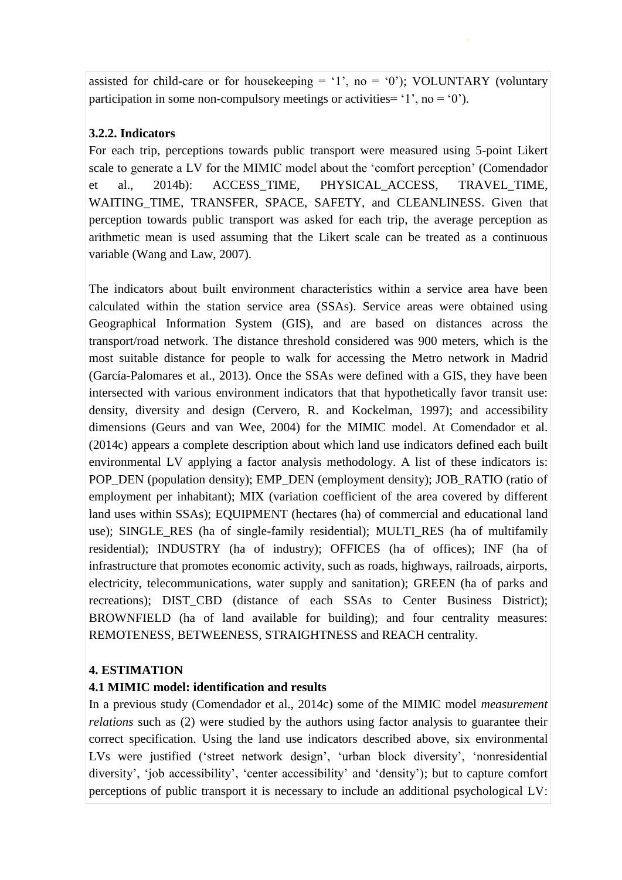assisted for child-care or for housekeeping = ‘1’, no = ‘0’); VOLUNTARY (voluntary participation in some non-compulsory meetings or activities= ‘1’, no = ‘0’).

### 3.2.2. Indicators

For each trip, perceptions towards public transport were measured using 5-point Likert scale to generate a LV for the MIMIC model about the ‘comfort perception’ (Comendador et al., 2014b): ACCESS_TIME, PHYSICAL_ACCESS, TRAVEL_TIME, WAITING_TIME, TRANSFER, SPACE, SAFETY, and CLEANLINESS. Given that perception towards public transport was asked for each trip, the average perception as arithmetic mean is used assuming that the Likert scale can be treated as a continuous variable (Wang and Law, 2007).

The indicators about built environment characteristics within a service area have been calculated within the station service area (SSAs). Service areas were obtained using Geographical Information System (GIS), and are based on distances across the transport/road network. The distance threshold considered was 900 meters, which is the most suitable distance for people to walk for accessing the Metro network in Madrid (García-Palomares et al., 2013). Once the SSAs were defined with a GIS, they have been intersected with various environment indicators that that hypothetically favor transit use: density, diversity and design (Cervero, R. and Kockelman, 1997); and accessibility dimensions (Geurs and van Wee, 2004) for the MIMIC model. At Comendador et al. (2014c) appears a complete description about which land use indicators defined each built environmental LV applying a factor analysis methodology. A list of these indicators is: POP_DEN (population density); EMP_DEN (employment density); JOB_RATIO (ratio of employment per inhabitant); MIX (variation coefficient of the area covered by different land uses within SSAs); EQUIPMENT (hectares (ha) of commercial and educational land use); SINGLE_RES (ha of single-family residential); MULTI_RES (ha of multifamily residential); INDUSTRY (ha of industry); OFFICES (ha of offices); INF (ha of infrastructure that promotes economic activity, such as roads, highways, railroads, airports, electricity, telecommunications, water supply and sanitation); GREEN (ha of parks and recreations); DIST_CBD (distance of each SSAs to Center Business District); BROWNFIELD (ha of land available for building); and four centrality measures: REMOTENESS, BETWEENESS, STRAIGHTNESS and REACH centrality.

## 4. ESTIMATION

### 4.1 MIMIC model: identification and results

In a previous study (Comendador et al., 2014c) some of the MIMIC model *measurement relations* such as (2) were studied by the authors using factor analysis to guarantee their correct specification. Using the land use indicators described above, six environmental LVs were justified (‘street network design’, ‘urban block diversity’, ‘nonresidential diversity’, ‘job accessibility’, ‘center accessibility’ and ‘density’); but to capture comfort perceptions of public transport it is necessary to include an additional psychological LV: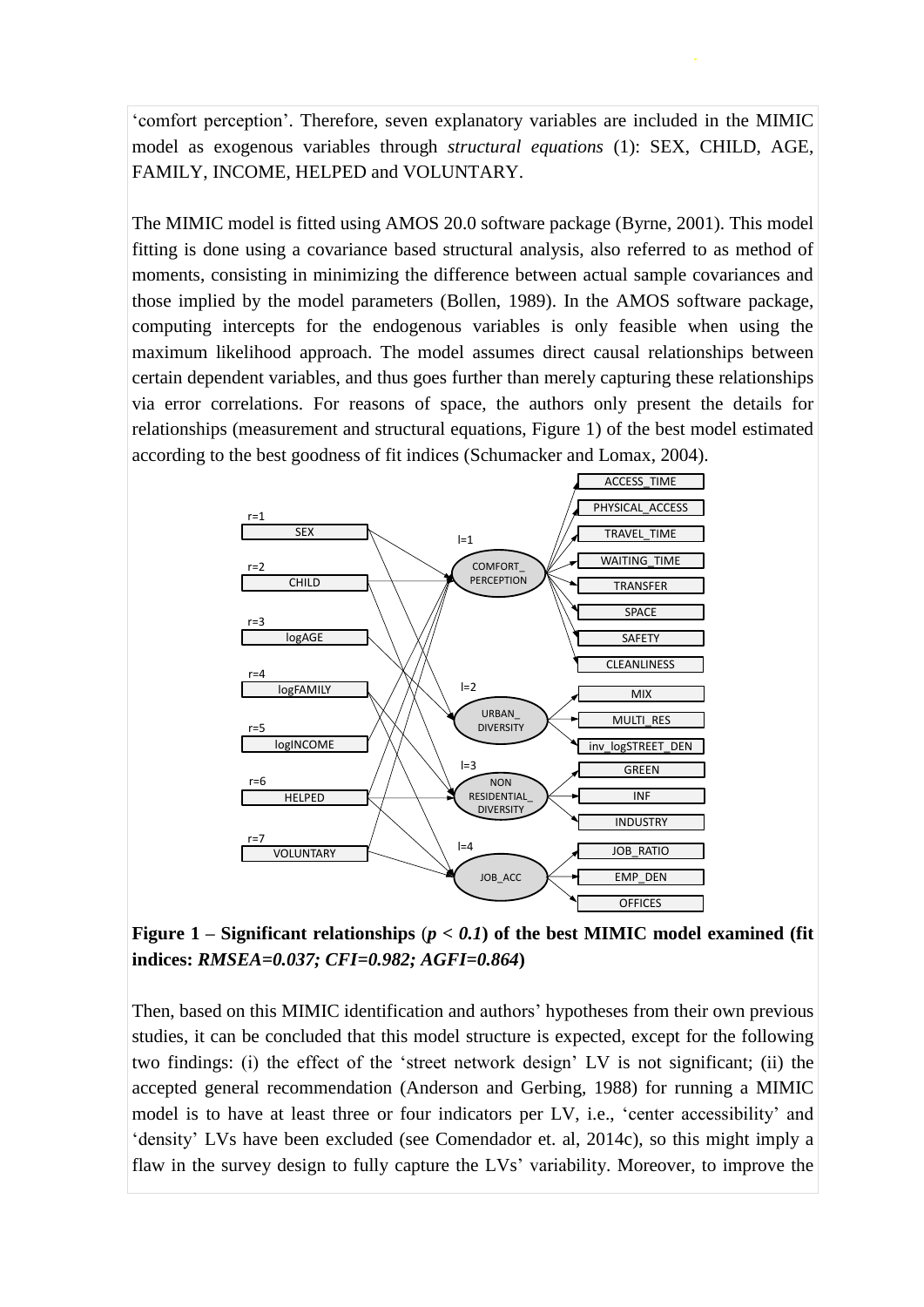'comfort perception'. Therefore, seven explanatory variables are included in the MIMIC model as exogenous variables through *structural equations* (1): SEX, CHILD, AGE, FAMILY, INCOME, HELPED and VOLUNTARY.

The MIMIC model is fitted using AMOS 20.0 software package (Byrne, 2001). This model fitting is done using a covariance based structural analysis, also referred to as method of moments, consisting in minimizing the difference between actual sample covariances and those implied by the model parameters (Bollen, 1989). In the AMOS software package, computing intercepts for the endogenous variables is only feasible when using the maximum likelihood approach. The model assumes direct causal relationships between certain dependent variables, and thus goes further than merely capturing these relationships via error correlations. For reasons of space, the authors only present the details for relationships (measurement and structural equations, Figure 1) of the best model estimated according to the best goodness of fit indices (Schumacker and Lomax, 2004).

**Figure 1 – Significant relationships (*p < 0.1*) of the best MIMIC model examined (fit indices: *RMSEA=0.037; CFI=0.982; AGFI=0.864*)**

Then, based on this MIMIC identification and authors' hypotheses from their own previous studies, it can be concluded that this model structure is expected, except for the following two findings: (i) the effect of the 'street network design' LV is not significant; (ii) the accepted general recommendation (Anderson and Gerbing, 1988) for running a MIMIC model is to have at least three or four indicators per LV, i.e., 'center accessibility' and 'density' LVs have been excluded (see Comendador et. al, 2014c), so this might imply a flaw in the survey design to fully capture the LVs' variability. Moreover, to improve the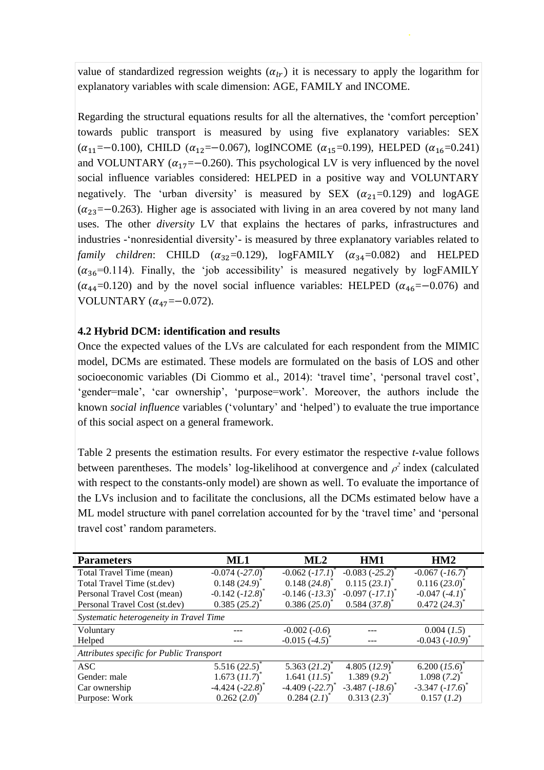value of standardized regression weights ($\alpha_{lr}$) it is necessary to apply the logarithm for explanatory variables with scale dimension: AGE, FAMILY and INCOME.

Regarding the structural equations results for all the alternatives, the 'comfort perception' towards public transport is measured by using five explanatory variables: SEX ($\alpha_{11}$=−0.100), CHILD ($\alpha_{12}$=−0.067), logINCOME ($\alpha_{15}$=0.199), HELPED ($\alpha_{16}$=0.241) and VOLUNTARY ($\alpha_{17}$=−0.260). This psychological LV is very influenced by the novel social influence variables considered: HELPED in a positive way and VOLUNTARY negatively. The 'urban diversity' is measured by SEX ($\alpha_{21}$=0.129) and logAGE ($\alpha_{23}$=−0.263). Higher age is associated with living in an area covered by not many land uses. The other *diversity* LV that explains the hectares of parks, infrastructures and industries -'nonresidential diversity'- is measured by three explanatory variables related to *family children*: CHILD ($\alpha_{32}$=0.129), logFAMILY ($\alpha_{34}$=0.082) and HELPED ($\alpha_{36}$=0.114). Finally, the 'job accessibility' is measured negatively by logFAMILY ($\alpha_{44}$=0.120) and by the novel social influence variables: HELPED ($\alpha_{46}$=−0.076) and VOLUNTARY ($\alpha_{47}$=−0.072).

### 4.2 Hybrid DCM: identification and results

Once the expected values of the LVs are calculated for each respondent from the MIMIC model, DCMs are estimated. These models are formulated on the basis of LOS and other socioeconomic variables (Di Ciommo et al., 2014): 'travel time', 'personal travel cost', 'gender=male', 'car ownership', 'purpose=work'. Moreover, the authors include the known *social influence* variables ('voluntary' and 'helped') to evaluate the true importance of this social aspect on a general framework.

Table 2 presents the estimation results. For every estimator the respective *t*-value follows between parentheses. The models' log-likelihood at convergence and $\rho^2$ index (calculated with respect to the constants-only model) are shown as well. To evaluate the importance of the LVs inclusion and to facilitate the conclusions, all the DCMs estimated below have a ML model structure with panel correlation accounted for by the 'travel time' and 'personal travel cost' random parameters.

| Parameters | ML1 | ML2 | HM1 | HM2 |
|---|---|---|---|---|
| Total Travel Time (mean) | -0.074 (*-27.0*)* | -0.062 (*-17.1*)* | -0.083 (*-25.2*)* | -0.067 (*-16.7*)* |
| Total Travel Time (st.dev) | 0.148 (*24.9*)* | 0.148 (*24.8*)* | 0.115 (*23.1*)* | 0.116 (*23.0*)* |
| Personal Travel Cost (mean) | -0.142 (*-12.8*)* | -0.146 (*-13.3*)* | -0.097 (*-17.1*)* | -0.047 (*-4.1*)* |
| Personal Travel Cost (st.dev) | 0.385 (*25.2*)* | 0.386 (*25.0*)* | 0.584 (*37.8*)* | 0.472 (*24.3*)* |
| *Systematic heterogeneity in Travel Time* | | | | |
| Voluntary | --- | -0.002 (*-0.6*) | --- | 0.004 (*1.5*) |
| Helped | --- | -0.015 (*-4.5*)* | --- | -0.043 (*-10.9*)* |
| *Attributes specific for Public Transport* | | | | |
| ASC | 5.516 (*22.5*)* | 5.363 (*21.2*)* | 4.805 (*12.9*)* | 6.200 (*15.6*)* |
| Gender: male | 1.673 (*11.7*)* | 1.641 (*11.5*)* | 1.389 (*9.2*)* | 1.098 (*7.2*)* |
| Car ownership | -4.424 (*-22.8*)* | -4.409 (*-22.7*)* | -3.487 (*-18.6*)* | -3.347 (*-17.6*)* |
| Purpose: Work | 0.262 (*2.0*)* | 0.284 (*2.1*)* | 0.313 (*2.3*)* | 0.157 (*1.2*) |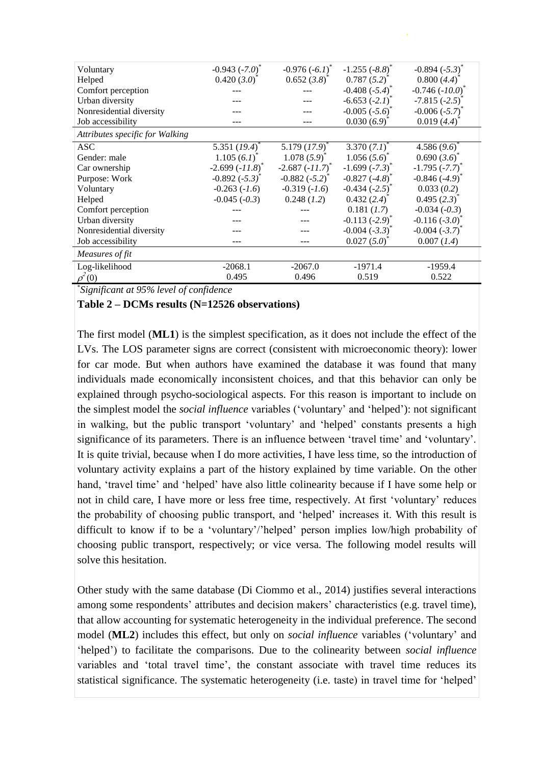| | | | | |
|---|---|---|---|---|
| Voluntary | -0.943 (*-7.0*)* | -0.976 (*-6.1*)* | -1.255 (*-8.8*)* | -0.894 (*-5.3*)* |
| Helped | 0.420 (*3.0*)* | 0.652 (*3.8*)* | 0.787 (*5.2*)* | 0.800 (*4.4*)* |
| Comfort perception | --- | --- | -0.408 (*-5.4*)* | -0.746 (*-10.0*)* |
| Urban diversity | --- | --- | -6.653 (*-2.1*)* | -7.815 (*-2.5*)* |
| Nonresidential diversity | --- | --- | -0.005 (*-5.6*)* | -0.006 (*-5.7*)* |
| Job accessibility | --- | --- | 0.030 (*6.9*)* | 0.019 (*4.4*)* |
| *Attributes specific for Walking* | | | | |
| ASC | 5.351 (*19.4*)* | 5.179 (*17.9*)* | 3.370 (*7.1*)* | 4.586 (*9.6*)* |
| Gender: male | 1.105 (*6.1*)* | 1.078 (*5.9*)* | 1.056 (*5.6*)* | 0.690 (*3.6*)* |
| Car ownership | -2.699 (*-11.8*)* | -2.687 (*-11.7*)* | -1.699 (*-7.3*)* | -1.795 (*-7.7*)* |
| Purpose: Work | -0.892 (*-5.3*)* | -0.882 (*-5.2*)* | -0.827 (*-4.8*)* | -0.846 (*-4.9*)* |
| Voluntary | -0.263 (*-1.6*) | -0.319 (*-1.6*) | -0.434 (*-2.5*)* | 0.033 (*0.2*) |
| Helped | -0.045 (*-0.3*) | 0.248 (*1.2*) | 0.432 (*2.4*)* | 0.495 (*2.3*)* |
| Comfort perception | --- | --- | 0.181 (*1.7*) | -0.034 (*-0.3*) |
| Urban diversity | --- | --- | -0.113 (*-2.9*)* | -0.116 (*-3.0*)* |
| Nonresidential diversity | --- | --- | -0.004 (*-3.3*)* | -0.004 (*-3.7*)* |
| Job accessibility | --- | --- | 0.027 (*5.0*)* | 0.007 (*1.4*) |
| *Measures of fit* | | | | |
| Log-likelihood | -2068.1 | -2067.0 | -1971.4 | -1959.4 |
| $\rho^2(0)$ | 0.495 | 0.496 | 0.519 | 0.522 |

*Significant at 95% level of confidence

**Table 2 – DCMs results (N=12526 observations)**

The first model (**ML1**) is the simplest specification, as it does not include the effect of the LVs. The LOS parameter signs are correct (consistent with microeconomic theory): lower for car mode. But when authors have examined the database it was found that many individuals made economically inconsistent choices, and that this behavior can only be explained through psycho-sociological aspects. For this reason is important to include on the simplest model the *social influence* variables ('voluntary' and 'helped'): not significant in walking, but the public transport 'voluntary' and 'helped' constants presents a high significance of its parameters. There is an influence between 'travel time' and 'voluntary'. It is quite trivial, because when I do more activities, I have less time, so the introduction of voluntary activity explains a part of the history explained by time variable. On the other hand, 'travel time' and 'helped' have also little colinearity because if I have some help or not in child care, I have more or less free time, respectively. At first 'voluntary' reduces the probability of choosing public transport, and 'helped' increases it. With this result is difficult to know if to be a 'voluntary'/'helped' person implies low/high probability of choosing public transport, respectively; or vice versa. The following model results will solve this hesitation.

Other study with the same database (Di Ciommo et al., 2014) justifies several interactions among some respondents' attributes and decision makers' characteristics (e.g. travel time), that allow accounting for systematic heterogeneity in the individual preference. The second model (**ML2**) includes this effect, but only on *social influence* variables ('voluntary' and 'helped') to facilitate the comparisons. Due to the colinearity between *social influence* variables and 'total travel time', the constant associate with travel time reduces its statistical significance. The systematic heterogeneity (i.e. taste) in travel time for 'helped'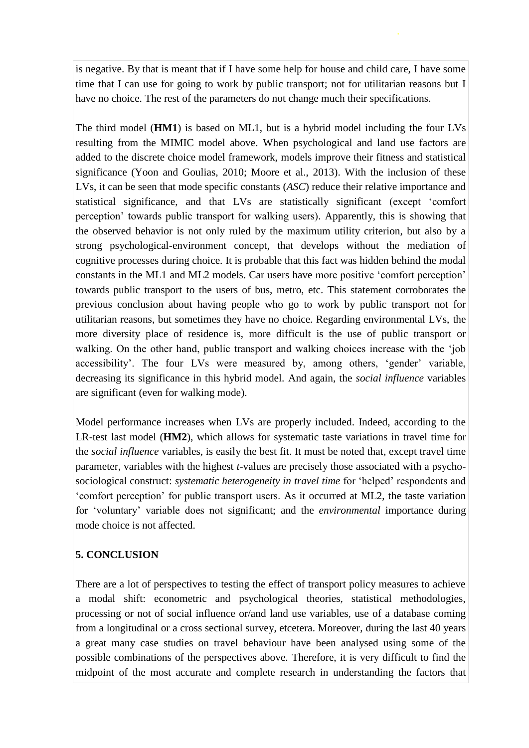is negative. By that is meant that if I have some help for house and child care, I have some time that I can use for going to work by public transport; not for utilitarian reasons but I have no choice. The rest of the parameters do not change much their specifications.

The third model (**HM1**) is based on ML1, but is a hybrid model including the four LVs resulting from the MIMIC model above. When psychological and land use factors are added to the discrete choice model framework, models improve their fitness and statistical significance (Yoon and Goulias, 2010; Moore et al., 2013). With the inclusion of these LVs, it can be seen that mode specific constants (*ASC*) reduce their relative importance and statistical significance, and that LVs are statistically significant (except 'comfort perception' towards public transport for walking users). Apparently, this is showing that the observed behavior is not only ruled by the maximum utility criterion, but also by a strong psychological-environment concept, that develops without the mediation of cognitive processes during choice. It is probable that this fact was hidden behind the modal constants in the ML1 and ML2 models. Car users have more positive 'comfort perception' towards public transport to the users of bus, metro, etc. This statement corroborates the previous conclusion about having people who go to work by public transport not for utilitarian reasons, but sometimes they have no choice. Regarding environmental LVs, the more diversity place of residence is, more difficult is the use of public transport or walking. On the other hand, public transport and walking choices increase with the 'job accessibility'. The four LVs were measured by, among others, 'gender' variable, decreasing its significance in this hybrid model. And again, the *social influence* variables are significant (even for walking mode).

Model performance increases when LVs are properly included. Indeed, according to the LR-test last model (**HM2**), which allows for systematic taste variations in travel time for the *social influence* variables, is easily the best fit. It must be noted that, except travel time parameter, variables with the highest *t*-values are precisely those associated with a psycho-sociological construct: *systematic heterogeneity in travel time* for 'helped' respondents and 'comfort perception' for public transport users. As it occurred at ML2, the taste variation for 'voluntary' variable does not significant; and the *environmental* importance during mode choice is not affected.

## 5. CONCLUSION

There are a lot of perspectives to testing the effect of transport policy measures to achieve a modal shift: econometric and psychological theories, statistical methodologies, processing or not of social influence or/and land use variables, use of a database coming from a longitudinal or a cross sectional survey, etcetera. Moreover, during the last 40 years a great many case studies on travel behaviour have been analysed using some of the possible combinations of the perspectives above. Therefore, it is very difficult to find the midpoint of the most accurate and complete research in understanding the factors that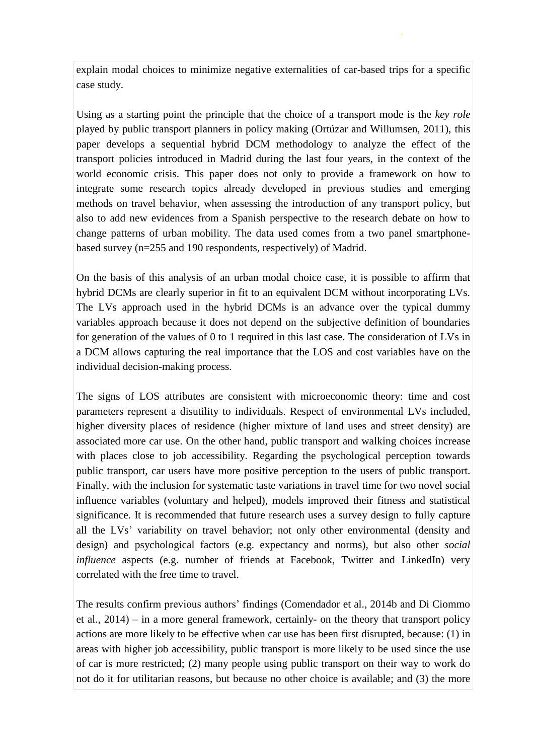explain modal choices to minimize negative externalities of car-based trips for a specific case study.

Using as a starting point the principle that the choice of a transport mode is the *key role* played by public transport planners in policy making (Ortúzar and Willumsen, 2011), this paper develops a sequential hybrid DCM methodology to analyze the effect of the transport policies introduced in Madrid during the last four years, in the context of the world economic crisis. This paper does not only to provide a framework on how to integrate some research topics already developed in previous studies and emerging methods on travel behavior, when assessing the introduction of any transport policy, but also to add new evidences from a Spanish perspective to the research debate on how to change patterns of urban mobility. The data used comes from a two panel smartphone-based survey (n=255 and 190 respondents, respectively) of Madrid.

On the basis of this analysis of an urban modal choice case, it is possible to affirm that hybrid DCMs are clearly superior in fit to an equivalent DCM without incorporating LVs. The LVs approach used in the hybrid DCMs is an advance over the typical dummy variables approach because it does not depend on the subjective definition of boundaries for generation of the values of 0 to 1 required in this last case. The consideration of LVs in a DCM allows capturing the real importance that the LOS and cost variables have on the individual decision-making process.

The signs of LOS attributes are consistent with microeconomic theory: time and cost parameters represent a disutility to individuals. Respect of environmental LVs included, higher diversity places of residence (higher mixture of land uses and street density) are associated more car use. On the other hand, public transport and walking choices increase with places close to job accessibility. Regarding the psychological perception towards public transport, car users have more positive perception to the users of public transport. Finally, with the inclusion for systematic taste variations in travel time for two novel social influence variables (voluntary and helped), models improved their fitness and statistical significance. It is recommended that future research uses a survey design to fully capture all the LVs' variability on travel behavior; not only other environmental (density and design) and psychological factors (e.g. expectancy and norms), but also other *social influence* aspects (e.g. number of friends at Facebook, Twitter and LinkedIn) very correlated with the free time to travel.

The results confirm previous authors' findings (Comendador et al., 2014b and Di Ciommo et al., 2014) – in a more general framework, certainly- on the theory that transport policy actions are more likely to be effective when car use has been first disrupted, because: (1) in areas with higher job accessibility, public transport is more likely to be used since the use of car is more restricted; (2) many people using public transport on their way to work do not do it for utilitarian reasons, but because no other choice is available; and (3) the more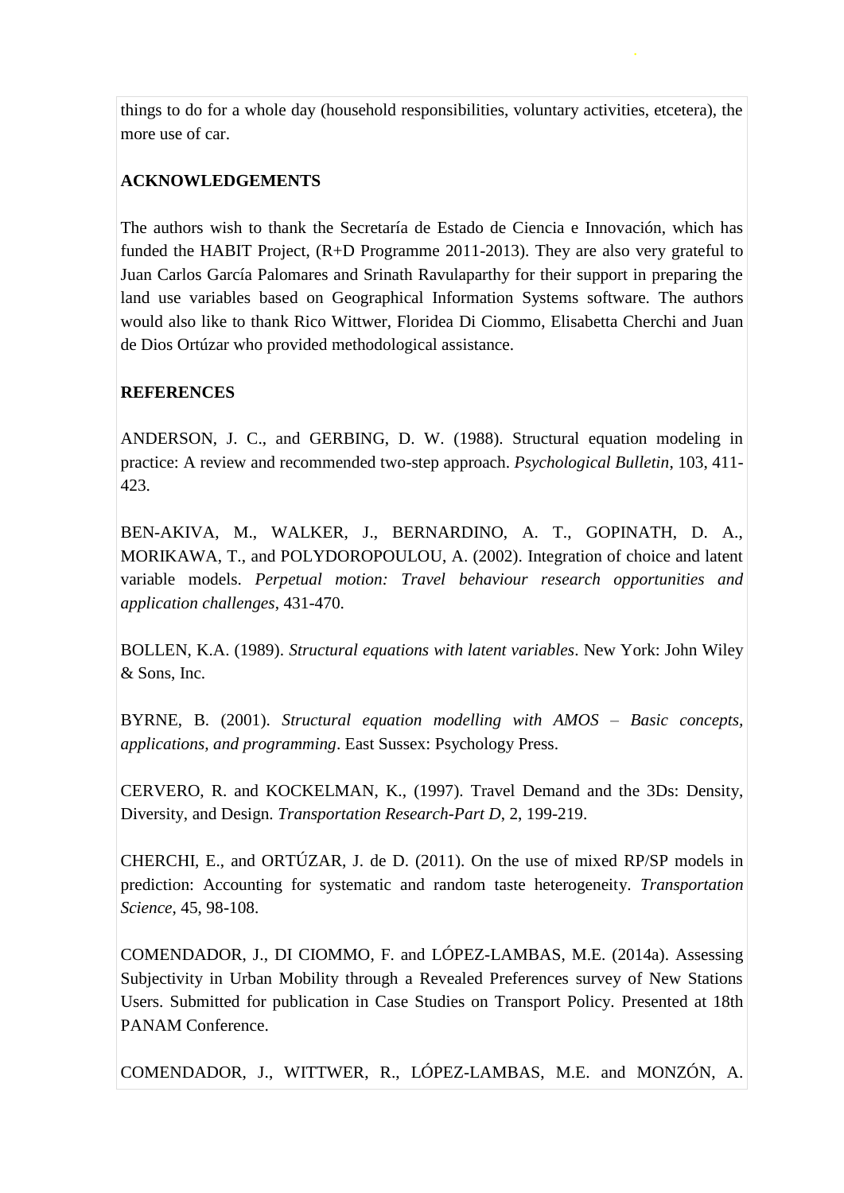things to do for a whole day (household responsibilities, voluntary activities, etcetera), the more use of car.

**ACKNOWLEDGEMENTS**

The authors wish to thank the Secretaría de Estado de Ciencia e Innovación, which has funded the HABIT Project, (R+D Programme 2011-2013). They are also very grateful to Juan Carlos García Palomares and Srinath Ravulaparthy for their support in preparing the land use variables based on Geographical Information Systems software. The authors would also like to thank Rico Wittwer, Floridea Di Ciommo, Elisabetta Cherchi and Juan de Dios Ortúzar who provided methodological assistance.

**REFERENCES**

ANDERSON, J. C., and GERBING, D. W. (1988). Structural equation modeling in practice: A review and recommended two-step approach. *Psychological Bulletin*, 103, 411-423.

BEN-AKIVA, M., WALKER, J., BERNARDINO, A. T., GOPINATH, D. A., MORIKAWA, T., and POLYDOROPOULOU, A. (2002). Integration of choice and latent variable models. *Perpetual motion: Travel behaviour research opportunities and application challenges*, 431-470.

BOLLEN, K.A. (1989). *Structural equations with latent variables*. New York: John Wiley & Sons, Inc.

BYRNE, B. (2001). *Structural equation modelling with AMOS – Basic concepts, applications, and programming*. East Sussex: Psychology Press.

CERVERO, R. and KOCKELMAN, K., (1997). Travel Demand and the 3Ds: Density, Diversity, and Design. *Transportation Research-Part D*, 2, 199-219.

CHERCHI, E., and ORTÚZAR, J. de D. (2011). On the use of mixed RP/SP models in prediction: Accounting for systematic and random taste heterogeneity. *Transportation Science*, 45, 98-108.

COMENDADOR, J., DI CIOMMO, F. and LÓPEZ-LAMBAS, M.E. (2014a). Assessing Subjectivity in Urban Mobility through a Revealed Preferences survey of New Stations Users. Submitted for publication in Case Studies on Transport Policy. Presented at 18th PANAM Conference.

COMENDADOR, J., WITTWER, R., LÓPEZ-LAMBAS, M.E. and MONZÓN, A.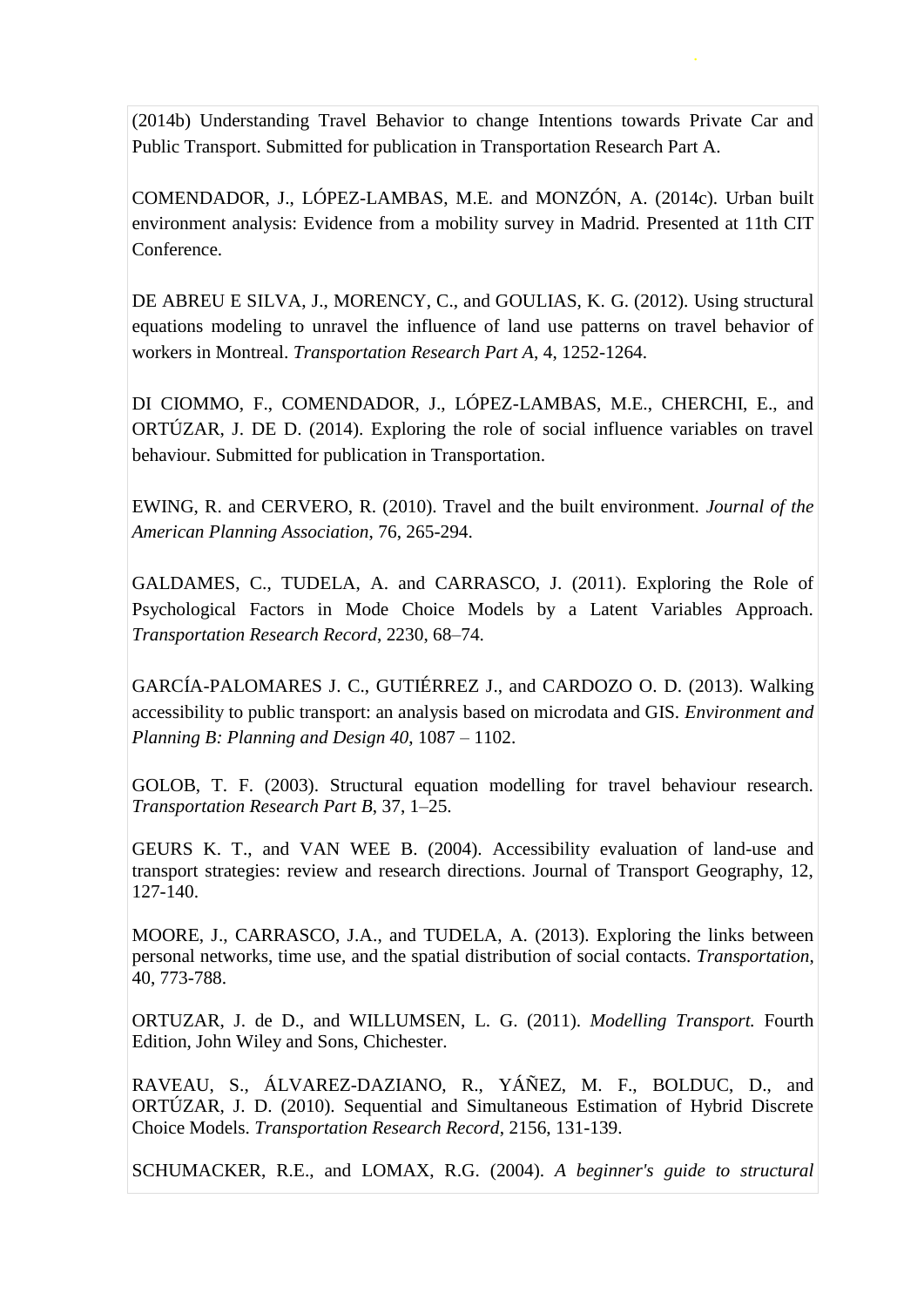(2014b) Understanding Travel Behavior to change Intentions towards Private Car and Public Transport. Submitted for publication in Transportation Research Part A.

COMENDADOR, J., LÓPEZ-LAMBAS, M.E. and MONZÓN, A. (2014c). Urban built environment analysis: Evidence from a mobility survey in Madrid. Presented at 11th CIT Conference.

DE ABREU E SILVA, J., MORENCY, C., and GOULIAS, K. G. (2012). Using structural equations modeling to unravel the influence of land use patterns on travel behavior of workers in Montreal. *Transportation Research Part A*, 4, 1252-1264.

DI CIOMMO, F., COMENDADOR, J., LÓPEZ-LAMBAS, M.E., CHERCHI, E., and ORTÚZAR, J. DE D. (2014). Exploring the role of social influence variables on travel behaviour. Submitted for publication in Transportation.

EWING, R. and CERVERO, R. (2010). Travel and the built environment. *Journal of the American Planning Association*, 76, 265-294.

GALDAMES, C., TUDELA, A. and CARRASCO, J. (2011). Exploring the Role of Psychological Factors in Mode Choice Models by a Latent Variables Approach. *Transportation Research Record*, 2230, 68–74.

GARCÍA-PALOMARES J. C., GUTIÉRREZ J., and CARDOZO O. D. (2013). Walking accessibility to public transport: an analysis based on microdata and GIS. *Environment and Planning B: Planning and Design 40*, 1087 – 1102.

GOLOB, T. F. (2003). Structural equation modelling for travel behaviour research. *Transportation Research Part B*, 37, 1–25.

GEURS K. T., and VAN WEE B. (2004). Accessibility evaluation of land-use and transport strategies: review and research directions. Journal of Transport Geography, 12, 127-140.

MOORE, J., CARRASCO, J.A., and TUDELA, A. (2013). Exploring the links between personal networks, time use, and the spatial distribution of social contacts. *Transportation*, 40, 773-788.

ORTUZAR, J. de D., and WILLUMSEN, L. G. (2011). *Modelling Transport.* Fourth Edition, John Wiley and Sons, Chichester.

RAVEAU, S., ÁLVAREZ-DAZIANO, R., YÁÑEZ, M. F., BOLDUC, D., and ORTÚZAR, J. D. (2010). Sequential and Simultaneous Estimation of Hybrid Discrete Choice Models. *Transportation Research Record*, 2156, 131-139.

SCHUMACKER, R.E., and LOMAX, R.G. (2004). *A beginner's guide to structural*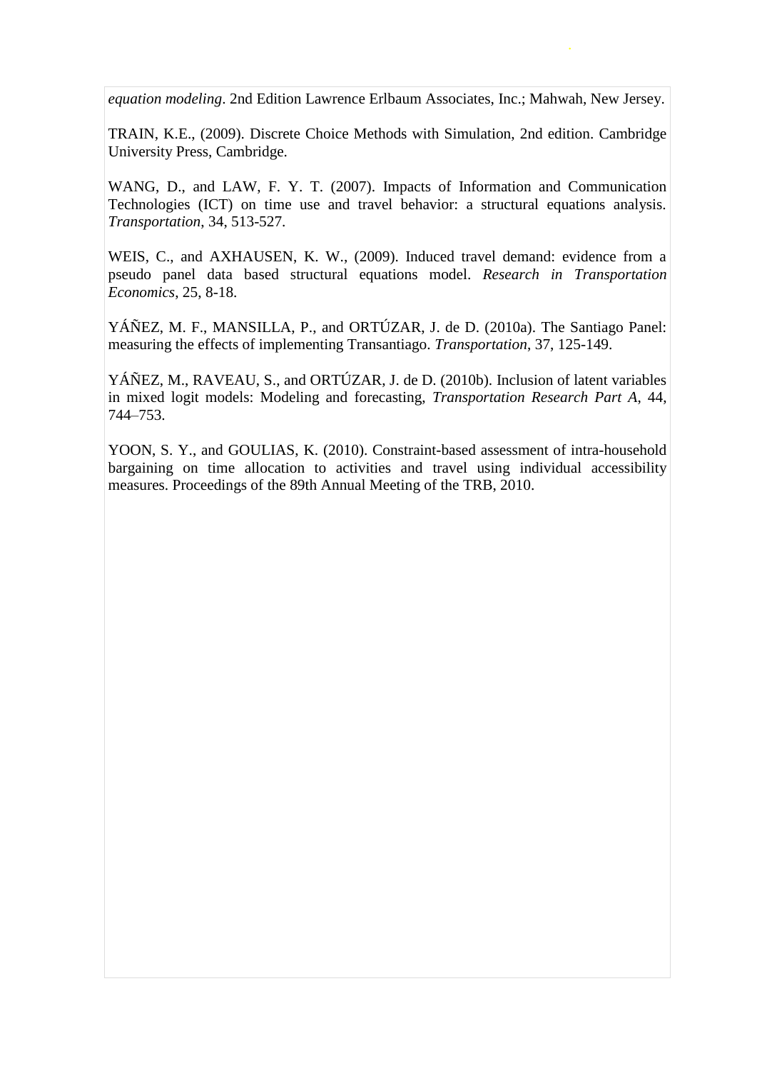*equation modeling*. 2nd Edition Lawrence Erlbaum Associates, Inc.; Mahwah, New Jersey.

TRAIN, K.E., (2009). Discrete Choice Methods with Simulation, 2nd edition. Cambridge University Press, Cambridge.

WANG, D., and LAW, F. Y. T. (2007). Impacts of Information and Communication Technologies (ICT) on time use and travel behavior: a structural equations analysis. *Transportation*, 34, 513-527.

WEIS, C., and AXHAUSEN, K. W., (2009). Induced travel demand: evidence from a pseudo panel data based structural equations model. *Research in Transportation Economics*, 25, 8-18.

YÁÑEZ, M. F., MANSILLA, P., and ORTÚZAR, J. de D. (2010a). The Santiago Panel: measuring the effects of implementing Transantiago. *Transportation*, 37, 125-149.

YÁÑEZ, M., RAVEAU, S., and ORTÚZAR, J. de D. (2010b). Inclusion of latent variables in mixed logit models: Modeling and forecasting, *Transportation Research Part A*, 44, 744–753.

YOON, S. Y., and GOULIAS, K. (2010). Constraint-based assessment of intra-household bargaining on time allocation to activities and travel using individual accessibility measures. Proceedings of the 89th Annual Meeting of the TRB, 2010.